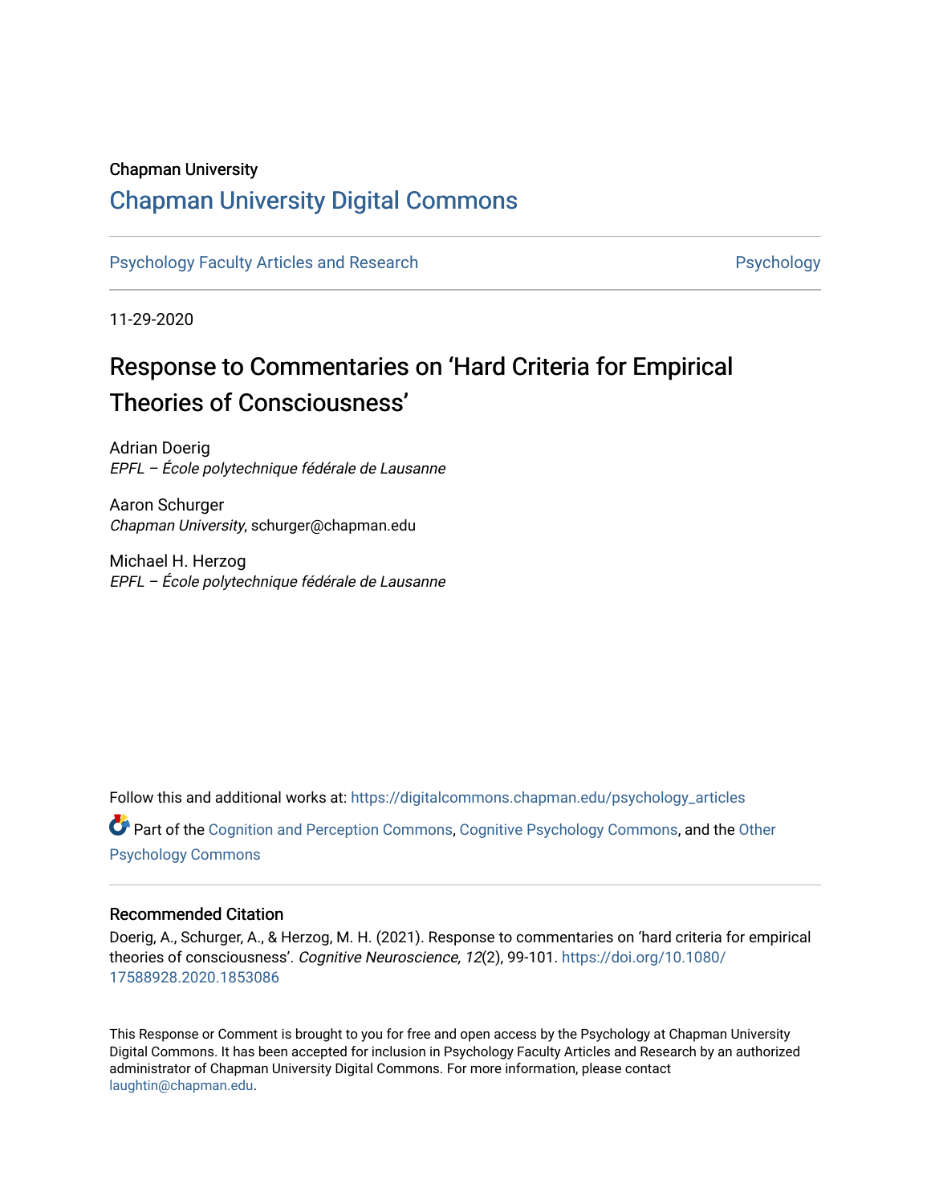Chapman University

# Chapman University Digital Commons

Psychology Faculty Articles and Research | Psychology

11-29-2020

# Response to Commentaries on 'Hard Criteria for Empirical Theories of Consciousness'

Adrian Doerig
*EPFL – École polytechnique fédérale de Lausanne*

Aaron Schurger
*Chapman University*, schurger@chapman.edu

Michael H. Herzog
*EPFL – École polytechnique fédérale de Lausanne*

Follow this and additional works at: https://digitalcommons.chapman.edu/psychology_articles

Part of the Cognition and Perception Commons, Cognitive Psychology Commons, and the Other Psychology Commons

## Recommended Citation

Doerig, A., Schurger, A., & Herzog, M. H. (2021). Response to commentaries on 'hard criteria for empirical theories of consciousness'. *Cognitive Neuroscience, 12*(2), 99-101. https://doi.org/10.1080/17588928.2020.1853086

This Response or Comment is brought to you for free and open access by the Psychology at Chapman University Digital Commons. It has been accepted for inclusion in Psychology Faculty Articles and Research by an authorized administrator of Chapman University Digital Commons. For more information, please contact laughtin@chapman.edu.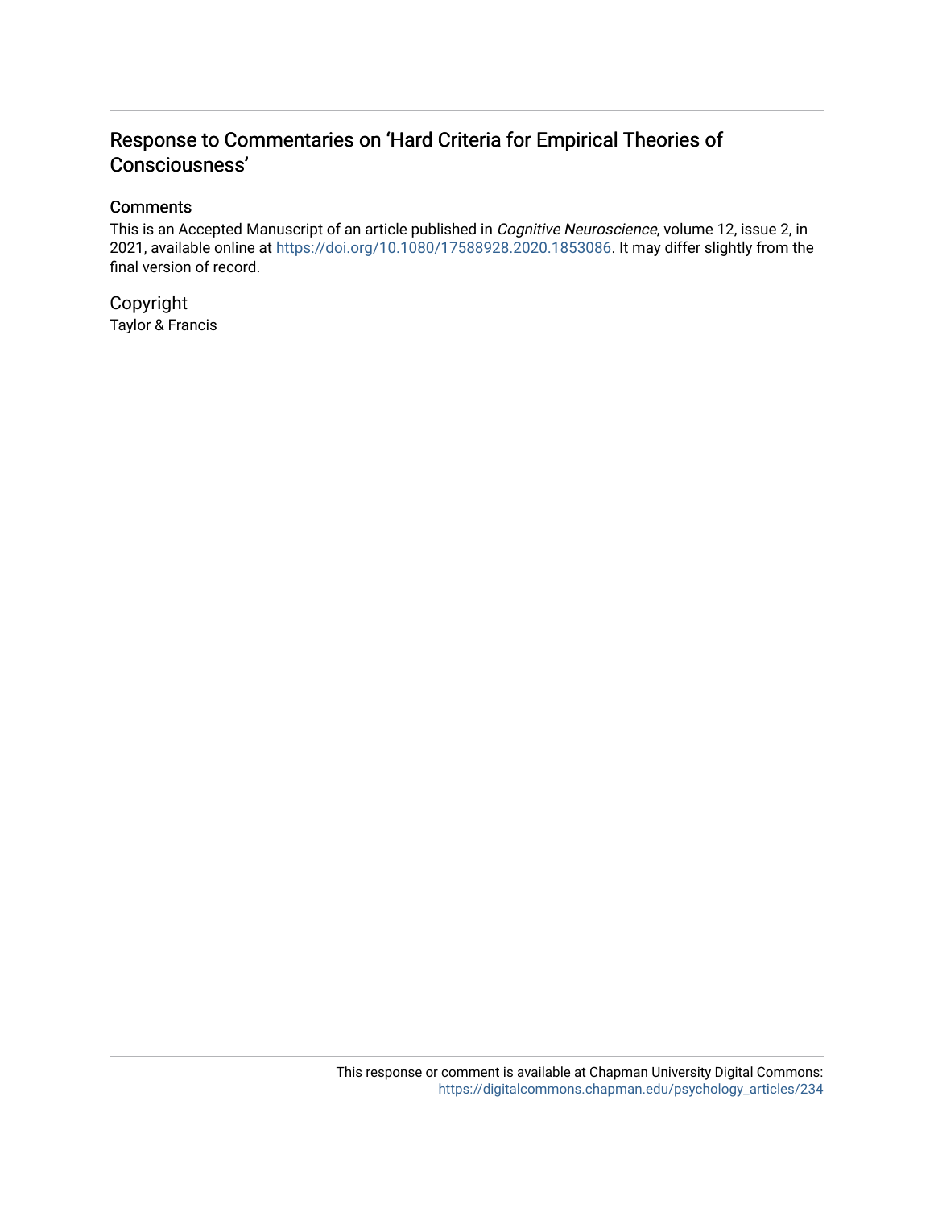## Response to Commentaries on 'Hard Criteria for Empirical Theories of Consciousness'

### Comments

This is an Accepted Manuscript of an article published in *Cognitive Neuroscience*, volume 12, issue 2, in 2021, available online at https://doi.org/10.1080/17588928.2020.1853086. It may differ slightly from the final version of record.

### Copyright

Taylor & Francis

This response or comment is available at Chapman University Digital Commons: https://digitalcommons.chapman.edu/psychology_articles/234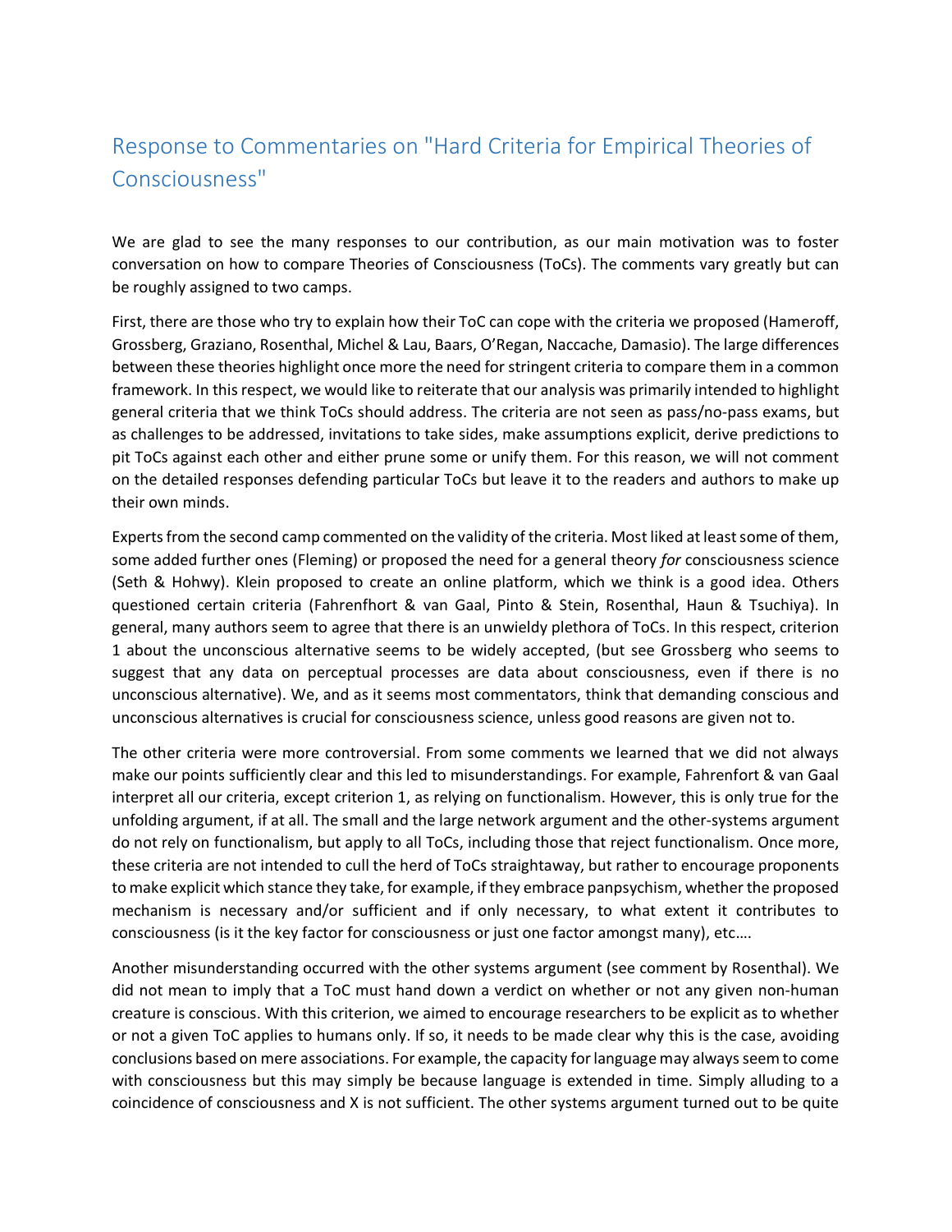# Response to Commentaries on "Hard Criteria for Empirical Theories of Consciousness"

We are glad to see the many responses to our contribution, as our main motivation was to foster conversation on how to compare Theories of Consciousness (ToCs). The comments vary greatly but can be roughly assigned to two camps.

First, there are those who try to explain how their ToC can cope with the criteria we proposed (Hameroff, Grossberg, Graziano, Rosenthal, Michel & Lau, Baars, O'Regan, Naccache, Damasio). The large differences between these theories highlight once more the need for stringent criteria to compare them in a common framework. In this respect, we would like to reiterate that our analysis was primarily intended to highlight general criteria that we think ToCs should address. The criteria are not seen as pass/no-pass exams, but as challenges to be addressed, invitations to take sides, make assumptions explicit, derive predictions to pit ToCs against each other and either prune some or unify them. For this reason, we will not comment on the detailed responses defending particular ToCs but leave it to the readers and authors to make up their own minds.

Experts from the second camp commented on the validity of the criteria. Most liked at least some of them, some added further ones (Fleming) or proposed the need for a general theory *for* consciousness science (Seth & Hohwy). Klein proposed to create an online platform, which we think is a good idea. Others questioned certain criteria (Fahrenfhort & van Gaal, Pinto & Stein, Rosenthal, Haun & Tsuchiya). In general, many authors seem to agree that there is an unwieldy plethora of ToCs. In this respect, criterion 1 about the unconscious alternative seems to be widely accepted, (but see Grossberg who seems to suggest that any data on perceptual processes are data about consciousness, even if there is no unconscious alternative). We, and as it seems most commentators, think that demanding conscious and unconscious alternatives is crucial for consciousness science, unless good reasons are given not to.

The other criteria were more controversial. From some comments we learned that we did not always make our points sufficiently clear and this led to misunderstandings. For example, Fahrenfort & van Gaal interpret all our criteria, except criterion 1, as relying on functionalism. However, this is only true for the unfolding argument, if at all. The small and the large network argument and the other-systems argument do not rely on functionalism, but apply to all ToCs, including those that reject functionalism. Once more, these criteria are not intended to cull the herd of ToCs straightaway, but rather to encourage proponents to make explicit which stance they take, for example, if they embrace panpsychism, whether the proposed mechanism is necessary and/or sufficient and if only necessary, to what extent it contributes to consciousness (is it the key factor for consciousness or just one factor amongst many), etc….

Another misunderstanding occurred with the other systems argument (see comment by Rosenthal). We did not mean to imply that a ToC must hand down a verdict on whether or not any given non-human creature is conscious. With this criterion, we aimed to encourage researchers to be explicit as to whether or not a given ToC applies to humans only. If so, it needs to be made clear why this is the case, avoiding conclusions based on mere associations. For example, the capacity for language may always seem to come with consciousness but this may simply be because language is extended in time. Simply alluding to a coincidence of consciousness and X is not sufficient. The other systems argument turned out to be quite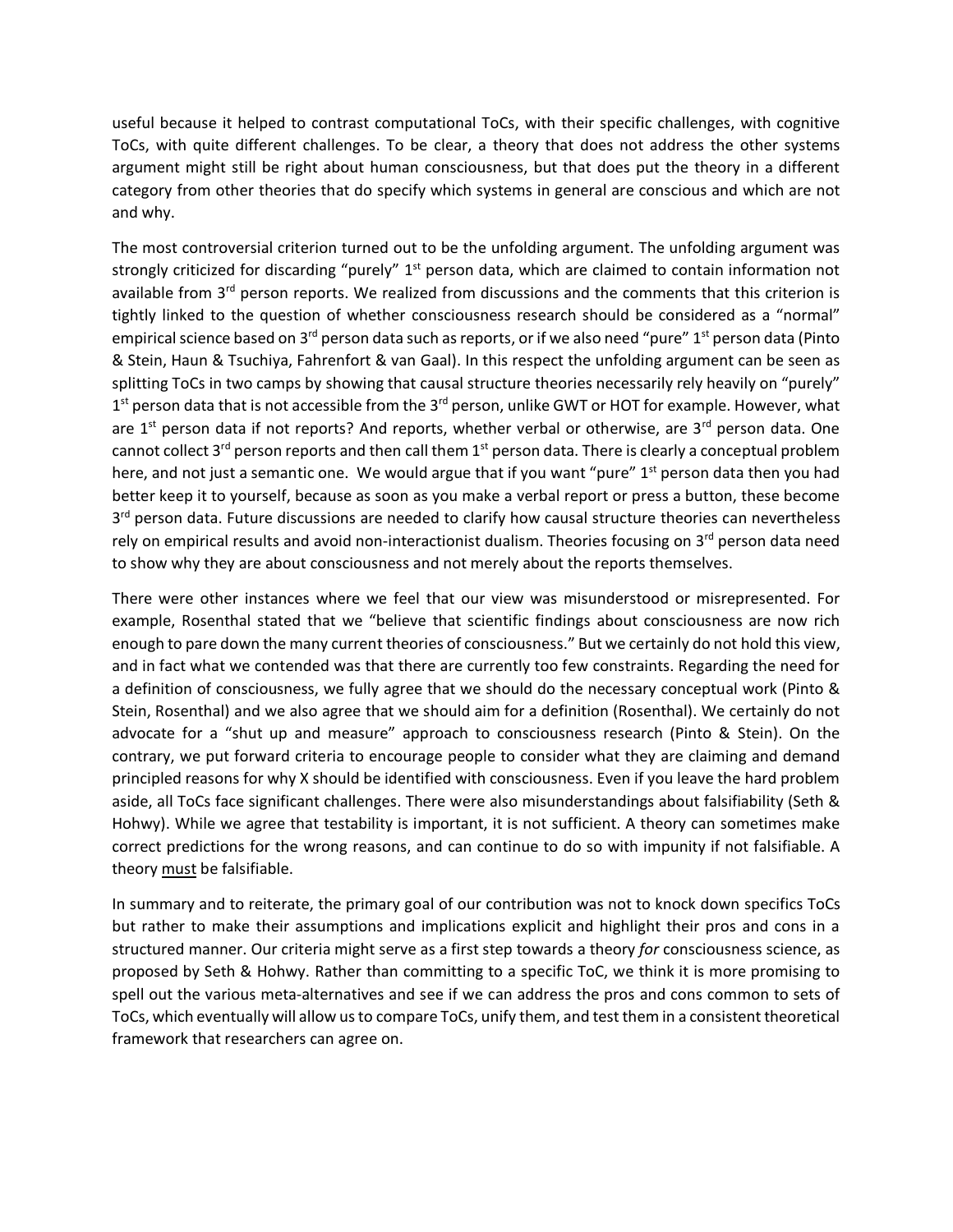useful because it helped to contrast computational ToCs, with their specific challenges, with cognitive ToCs, with quite different challenges. To be clear, a theory that does not address the other systems argument might still be right about human consciousness, but that does put the theory in a different category from other theories that do specify which systems in general are conscious and which are not and why.

The most controversial criterion turned out to be the unfolding argument. The unfolding argument was strongly criticized for discarding "purely" 1st person data, which are claimed to contain information not available from 3rd person reports. We realized from discussions and the comments that this criterion is tightly linked to the question of whether consciousness research should be considered as a "normal" empirical science based on 3rd person data such as reports, or if we also need "pure" 1st person data (Pinto & Stein, Haun & Tsuchiya, Fahrenfort & van Gaal). In this respect the unfolding argument can be seen as splitting ToCs in two camps by showing that causal structure theories necessarily rely heavily on "purely" 1st person data that is not accessible from the 3rd person, unlike GWT or HOT for example. However, what are 1st person data if not reports? And reports, whether verbal or otherwise, are 3rd person data. One cannot collect 3rd person reports and then call them 1st person data. There is clearly a conceptual problem here, and not just a semantic one. We would argue that if you want "pure" 1st person data then you had better keep it to yourself, because as soon as you make a verbal report or press a button, these become 3rd person data. Future discussions are needed to clarify how causal structure theories can nevertheless rely on empirical results and avoid non-interactionist dualism. Theories focusing on 3rd person data need to show why they are about consciousness and not merely about the reports themselves.

There were other instances where we feel that our view was misunderstood or misrepresented. For example, Rosenthal stated that we "believe that scientific findings about consciousness are now rich enough to pare down the many current theories of consciousness." But we certainly do not hold this view, and in fact what we contended was that there are currently too few constraints. Regarding the need for a definition of consciousness, we fully agree that we should do the necessary conceptual work (Pinto & Stein, Rosenthal) and we also agree that we should aim for a definition (Rosenthal). We certainly do not advocate for a "shut up and measure" approach to consciousness research (Pinto & Stein). On the contrary, we put forward criteria to encourage people to consider what they are claiming and demand principled reasons for why X should be identified with consciousness. Even if you leave the hard problem aside, all ToCs face significant challenges. There were also misunderstandings about falsifiability (Seth & Hohwy). While we agree that testability is important, it is not sufficient. A theory can sometimes make correct predictions for the wrong reasons, and can continue to do so with impunity if not falsifiable. A theory <u>must</u> be falsifiable.

In summary and to reiterate, the primary goal of our contribution was not to knock down specifics ToCs but rather to make their assumptions and implications explicit and highlight their pros and cons in a structured manner. Our criteria might serve as a first step towards a theory *for* consciousness science, as proposed by Seth & Hohwy. Rather than committing to a specific ToC, we think it is more promising to spell out the various meta-alternatives and see if we can address the pros and cons common to sets of ToCs, which eventually will allow us to compare ToCs, unify them, and test them in a consistent theoretical framework that researchers can agree on.